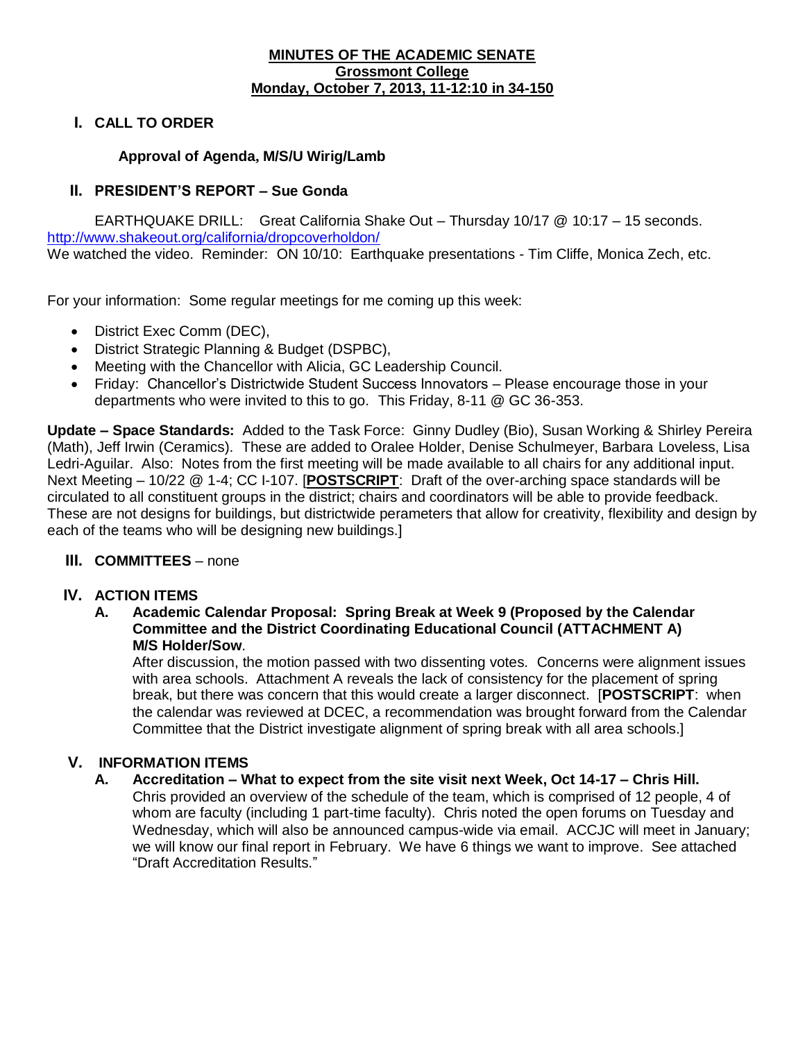# MINUTES OF THE ACADEMIC SENATE
## Grossmont College
## Monday, October 7, 2013, 11-12:10 in 34-150

## I. CALL TO ORDER

**Approval of Agenda, M/S/U Wirig/Lamb**

## II. PRESIDENT'S REPORT – Sue Gonda

EARTHQUAKE DRILL: Great California Shake Out – Thursday 10/17 @ 10:17 – 15 seconds. http://www.shakeout.org/california/dropcoverholdon/
We watched the video. Reminder: ON 10/10: Earthquake presentations - Tim Cliffe, Monica Zech, etc.

For your information: Some regular meetings for me coming up this week:

- District Exec Comm (DEC),
- District Strategic Planning & Budget (DSPBC),
- Meeting with the Chancellor with Alicia, GC Leadership Council.
- Friday: Chancellor's Districtwide Student Success Innovators – Please encourage those in your departments who were invited to this to go. This Friday, 8-11 @ GC 36-353.

**Update – Space Standards:** Added to the Task Force: Ginny Dudley (Bio), Susan Working & Shirley Pereira (Math), Jeff Irwin (Ceramics). These are added to Oralee Holder, Denise Schulmeyer, Barbara Loveless, Lisa Ledri-Aguilar. Also: Notes from the first meeting will be made available to all chairs for any additional input. Next Meeting – 10/22 @ 1-4; CC I-107. [**POSTSCRIPT**: Draft of the over-arching space standards will be circulated to all constituent groups in the district; chairs and coordinators will be able to provide feedback. These are not designs for buildings, but districtwide perameters that allow for creativity, flexibility and design by each of the teams who will be designing new buildings.]

## III. COMMITTEES – none

## IV. ACTION ITEMS

**A. Academic Calendar Proposal: Spring Break at Week 9 (Proposed by the Calendar Committee and the District Coordinating Educational Council (ATTACHMENT A) M/S Holder/Sow**.

After discussion, the motion passed with two dissenting votes. Concerns were alignment issues with area schools. Attachment A reveals the lack of consistency for the placement of spring break, but there was concern that this would create a larger disconnect. [**POSTSCRIPT**: when the calendar was reviewed at DCEC, a recommendation was brought forward from the Calendar Committee that the District investigate alignment of spring break with all area schools.]

## V. INFORMATION ITEMS

**A. Accreditation – What to expect from the site visit next Week, Oct 14-17 – Chris Hill.**

Chris provided an overview of the schedule of the team, which is comprised of 12 people, 4 of whom are faculty (including 1 part-time faculty). Chris noted the open forums on Tuesday and Wednesday, which will also be announced campus-wide via email. ACCJC will meet in January; we will know our final report in February. We have 6 things we want to improve. See attached "Draft Accreditation Results."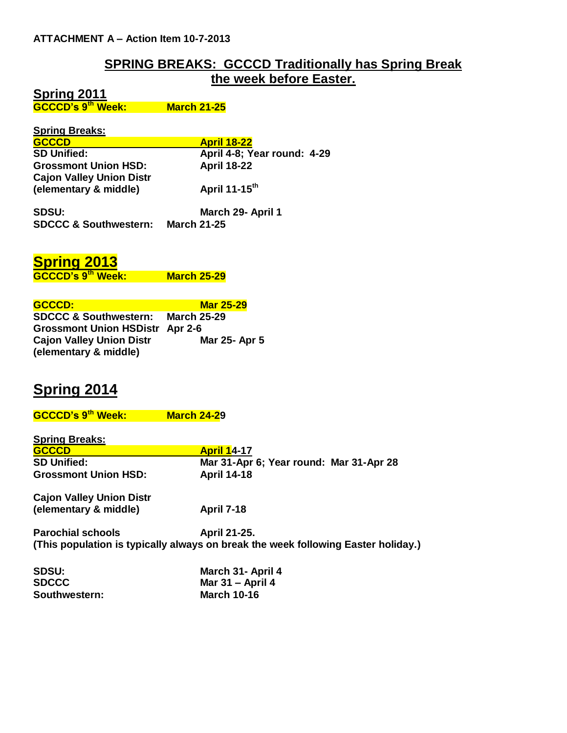**ATTACHMENT A – Action Item 10-7-2013**

## SPRING BREAKS: GCCCD Traditionally has Spring Break the week before Easter.

## Spring 2011

**GCCCD's 9th Week: March 21-25**

**Spring Breaks:**

| | |
|---|---|
| **GCCCD** | **April 18-22** |
| **SD Unified:** | **April 4-8; Year round: 4-29** |
| **Grossmont Union HSD:** | **April 18-22** |
| **Cajon Valley Union Distr (elementary & middle)** | **April 11-15th** |
| **SDSU:** | **March 29- April 1** |
| **SDCCC & Southwestern:** | **March 21-25** |

## Spring 2013

**GCCCD's 9th Week: March 25-29**

| | |
|---|---|
| **GCCCD:** | **Mar 25-29** |
| **SDCCC & Southwestern:** | **March 25-29** |
| **Grossmont Union HSDistr** | **Apr 2-6** |
| **Cajon Valley Union Distr (elementary & middle)** | **Mar 25- Apr 5** |

## Spring 2014

**GCCCD's 9th Week: March 24-29**

**Spring Breaks:**

| | |
|---|---|
| **GCCCD** | **April 14-17** |
| **SD Unified:** | **Mar 31-Apr 6; Year round: Mar 31-Apr 28** |
| **Grossmont Union HSD:** | **April 14-18** |
| **Cajon Valley Union Distr (elementary & middle)** | **April 7-18** |
| **Parochial schools** | **April 21-25.** |

**(This population is typically always on break the week following Easter holiday.)**

| | |
|---|---|
| **SDSU:** | **March 31- April 4** |
| **SDCCC** | **Mar 31 – April 4** |
| **Southwestern:** | **March 10-16** |